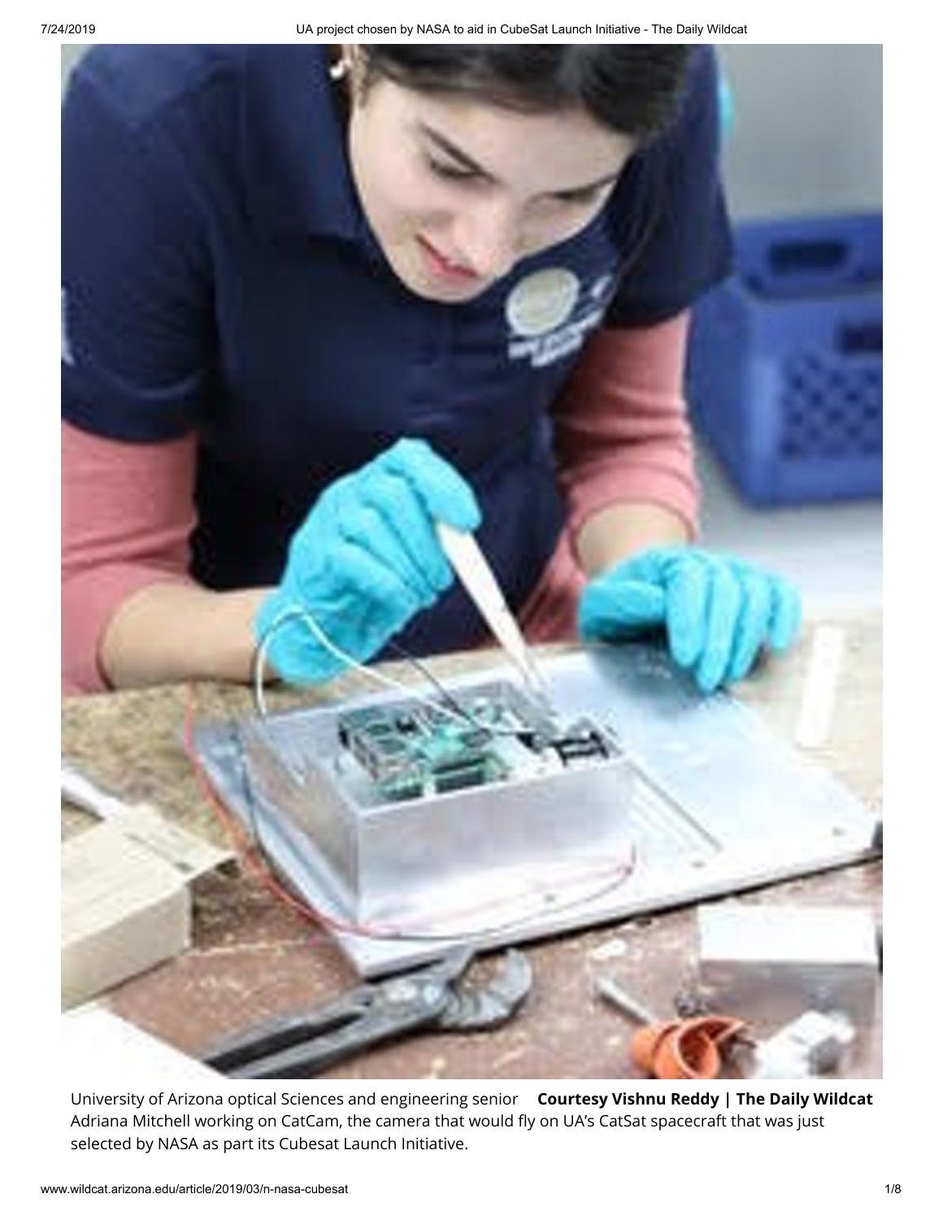University of Arizona optical Sciences and engineering senior Adriana Mitchell working on CatCam, the camera that would fly on UA's CatSat spacecraft that was just selected by NASA as part its Cubesat Launch Initiative. **Courtesy Vishnu Reddy | The Daily Wildcat**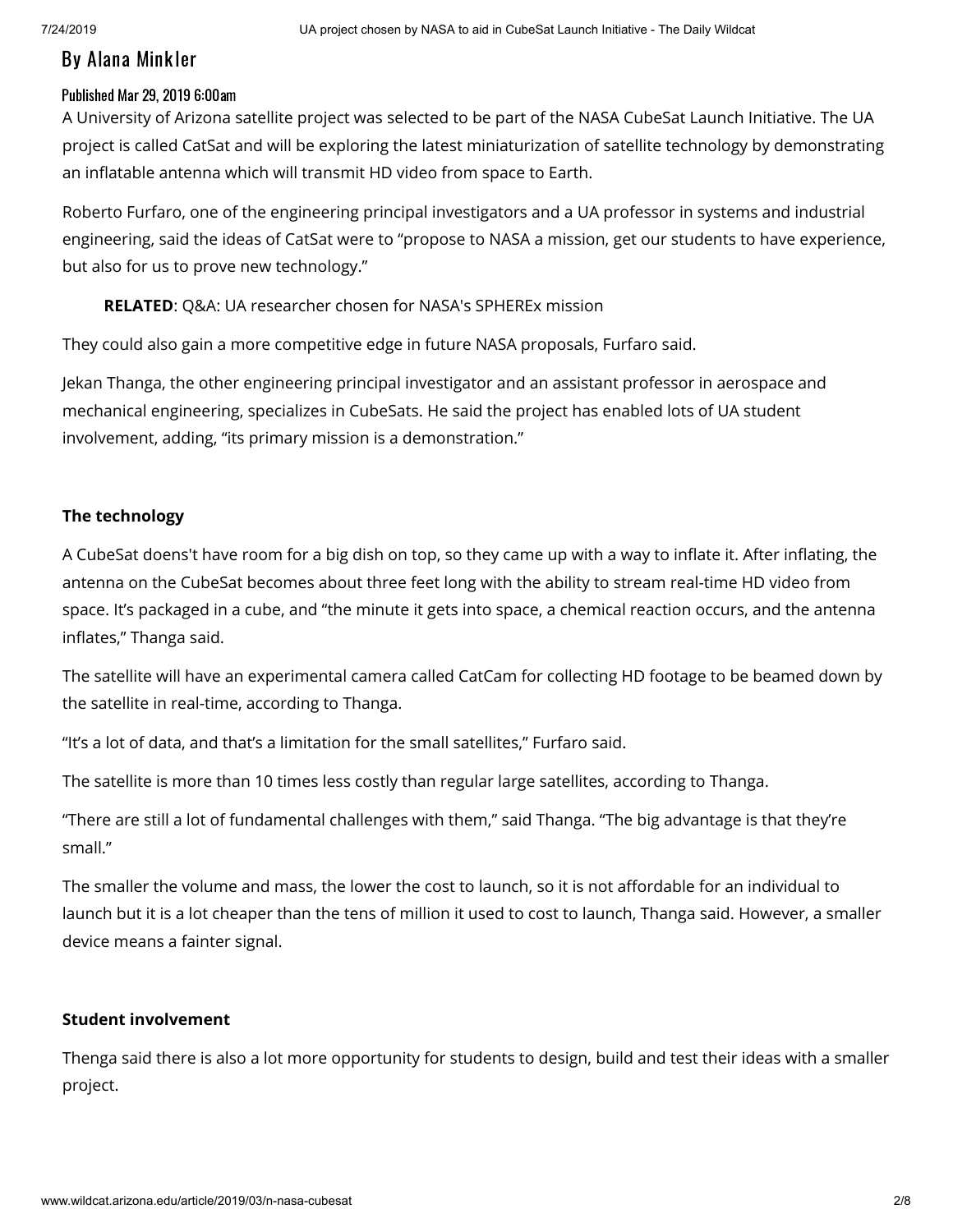By Alana Minkler

Published Mar 29, 2019 6:00am

A University of Arizona satellite project was selected to be part of the NASA CubeSat Launch Initiative. The UA project is called CatSat and will be exploring the latest miniaturization of satellite technology by demonstrating an inflatable antenna which will transmit HD video from space to Earth.

Roberto Furfaro, one of the engineering principal investigators and a UA professor in systems and industrial engineering, said the ideas of CatSat were to "propose to NASA a mission, get our students to have experience, but also for us to prove new technology."

**RELATED**: Q&A: UA researcher chosen for NASA's SPHEREx mission

They could also gain a more competitive edge in future NASA proposals, Furfaro said.

Jekan Thanga, the other engineering principal investigator and an assistant professor in aerospace and mechanical engineering, specializes in CubeSats. He said the project has enabled lots of UA student involvement, adding, "its primary mission is a demonstration."

**The technology**

A CubeSat doens't have room for a big dish on top, so they came up with a way to inflate it. After inflating, the antenna on the CubeSat becomes about three feet long with the ability to stream real-time HD video from space. It's packaged in a cube, and "the minute it gets into space, a chemical reaction occurs, and the antenna inflates," Thanga said.

The satellite will have an experimental camera called CatCam for collecting HD footage to be beamed down by the satellite in real-time, according to Thanga.

"It's a lot of data, and that's a limitation for the small satellites," Furfaro said.

The satellite is more than 10 times less costly than regular large satellites, according to Thanga.

"There are still a lot of fundamental challenges with them," said Thanga. "The big advantage is that they're small."

The smaller the volume and mass, the lower the cost to launch, so it is not affordable for an individual to launch but it is a lot cheaper than the tens of million it used to cost to launch, Thanga said. However, a smaller device means a fainter signal.

**Student involvement**

Thenga said there is also a lot more opportunity for students to design, build and test their ideas with a smaller project.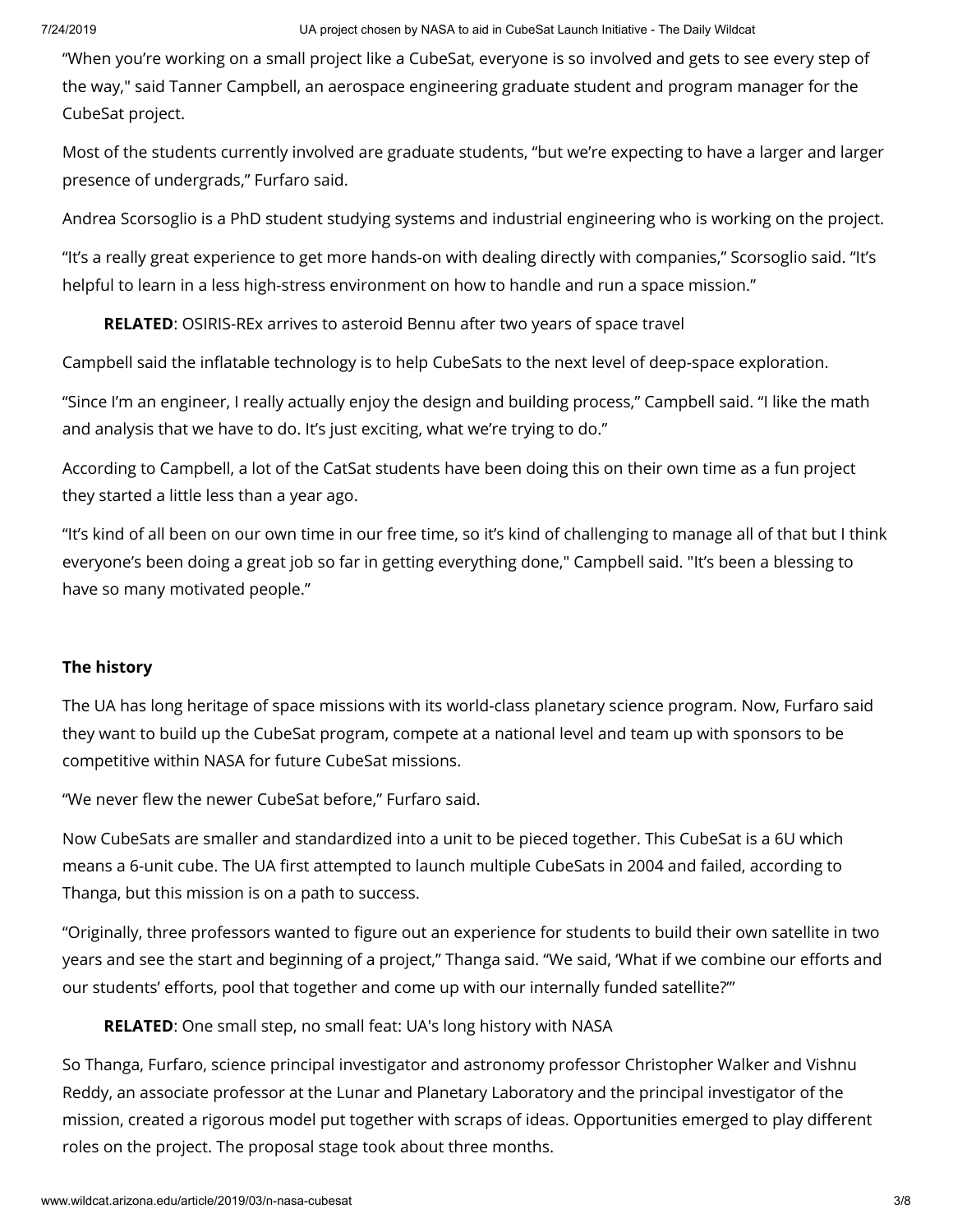"When you're working on a small project like a CubeSat, everyone is so involved and gets to see every step of the way," said Tanner Campbell, an aerospace engineering graduate student and program manager for the CubeSat project.

Most of the students currently involved are graduate students, "but we're expecting to have a larger and larger presence of undergrads," Furfaro said.

Andrea Scorsoglio is a PhD student studying systems and industrial engineering who is working on the project.

"It's a really great experience to get more hands-on with dealing directly with companies," Scorsoglio said. "It's helpful to learn in a less high-stress environment on how to handle and run a space mission."

> **RELATED**: OSIRIS-REx arrives to asteroid Bennu after two years of space travel

Campbell said the inflatable technology is to help CubeSats to the next level of deep-space exploration.

"Since I'm an engineer, I really actually enjoy the design and building process," Campbell said. "I like the math and analysis that we have to do. It's just exciting, what we're trying to do."

According to Campbell, a lot of the CatSat students have been doing this on their own time as a fun project they started a little less than a year ago.

"It's kind of all been on our own time in our free time, so it's kind of challenging to manage all of that but I think everyone's been doing a great job so far in getting everything done," Campbell said. "It's been a blessing to have so many motivated people."

**The history**

The UA has long heritage of space missions with its world-class planetary science program. Now, Furfaro said they want to build up the CubeSat program, compete at a national level and team up with sponsors to be competitive within NASA for future CubeSat missions.

"We never flew the newer CubeSat before," Furfaro said.

Now CubeSats are smaller and standardized into a unit to be pieced together. This CubeSat is a 6U which means a 6-unit cube. The UA first attempted to launch multiple CubeSats in 2004 and failed, according to Thanga, but this mission is on a path to success.

"Originally, three professors wanted to figure out an experience for students to build their own satellite in two years and see the start and beginning of a project," Thanga said. "We said, 'What if we combine our efforts and our students' efforts, pool that together and come up with our internally funded satellite?'"

> **RELATED**: One small step, no small feat: UA's long history with NASA

So Thanga, Furfaro, science principal investigator and astronomy professor Christopher Walker and Vishnu Reddy, an associate professor at the Lunar and Planetary Laboratory and the principal investigator of the mission, created a rigorous model put together with scraps of ideas. Opportunities emerged to play different roles on the project. The proposal stage took about three months.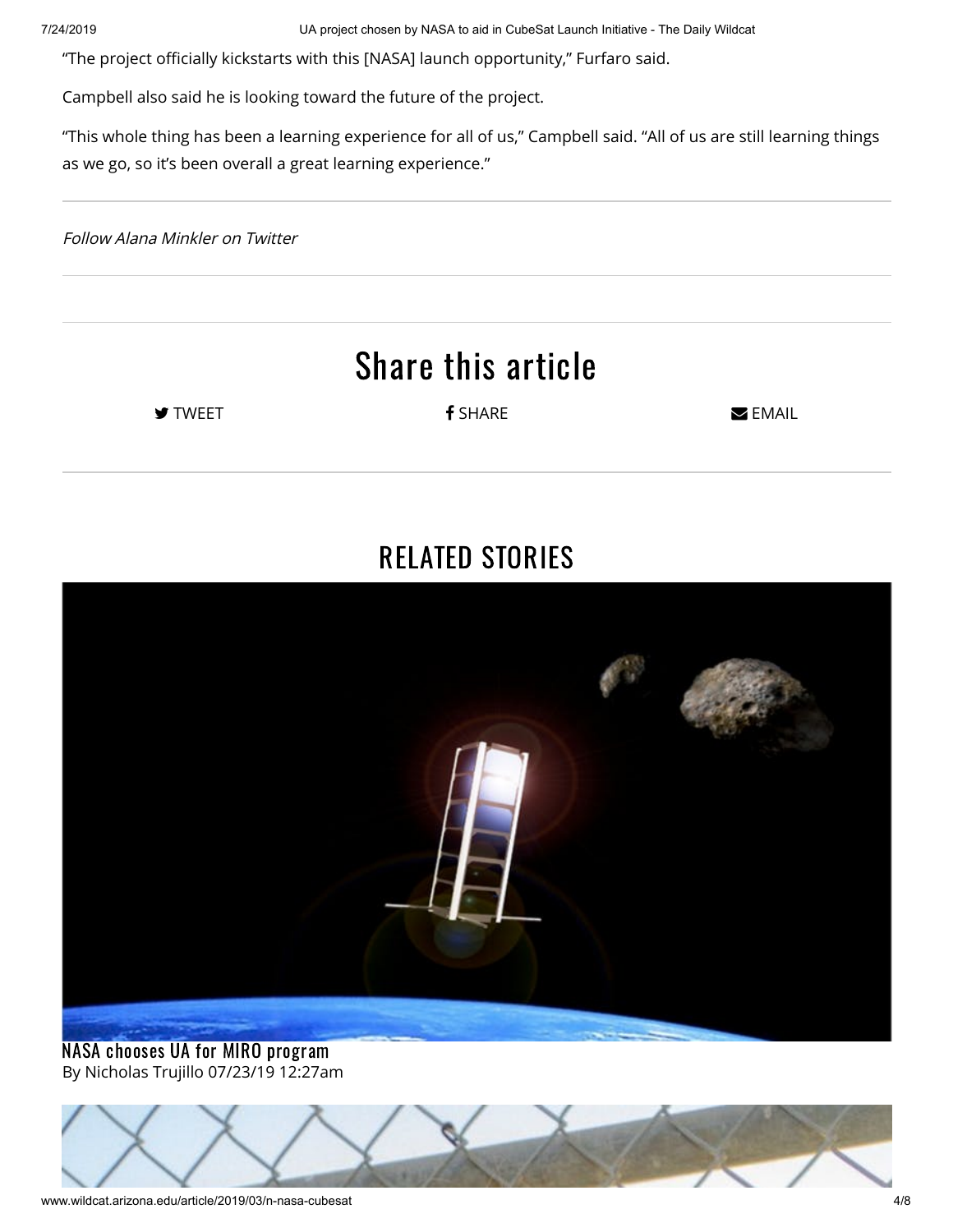"The project officially kickstarts with this [NASA] launch opportunity," Furfaro said.

Campbell also said he is looking toward the future of the project.

"This whole thing has been a learning experience for all of us," Campbell said. "All of us are still learning things as we go, so it's been overall a great learning experience."

---

*Follow Alana Minkler on Twitter*

---

## Share this article

TWEET SHARE EMAIL

---

## RELATED STORIES

NASA chooses UA for MIRO program

By Nicholas Trujillo 07/23/19 12:27am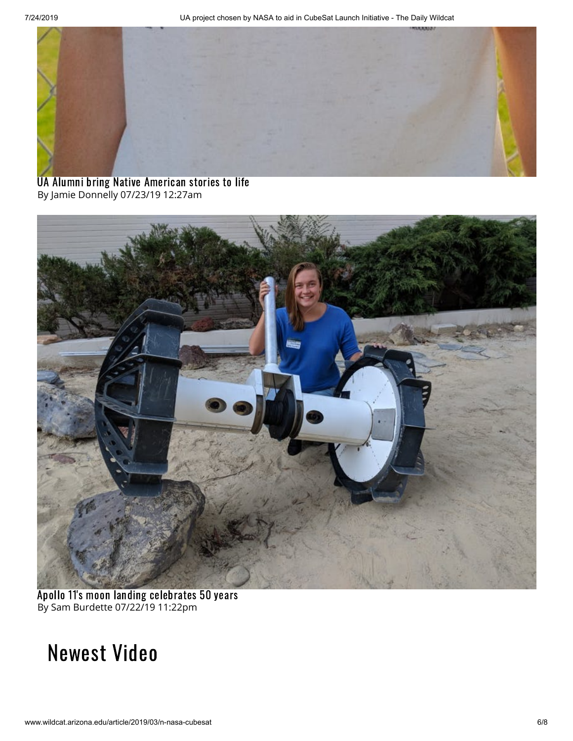UA Alumni bring Native American stories to life

By Jamie Donnelly 07/23/19 12:27am

Apollo 11's moon landing celebrates 50 years

By Sam Burdette 07/22/19 11:22pm

# Newest Video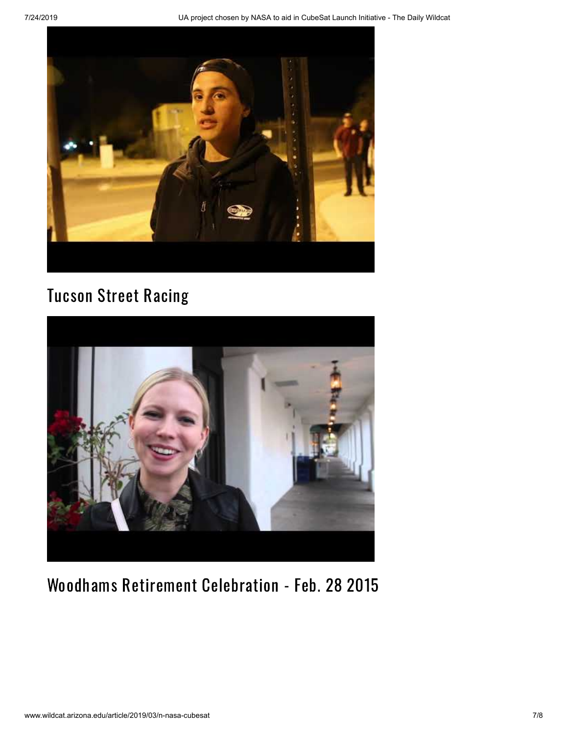## Tucson Street Racing

## Woodhams Retirement Celebration - Feb. 28 2015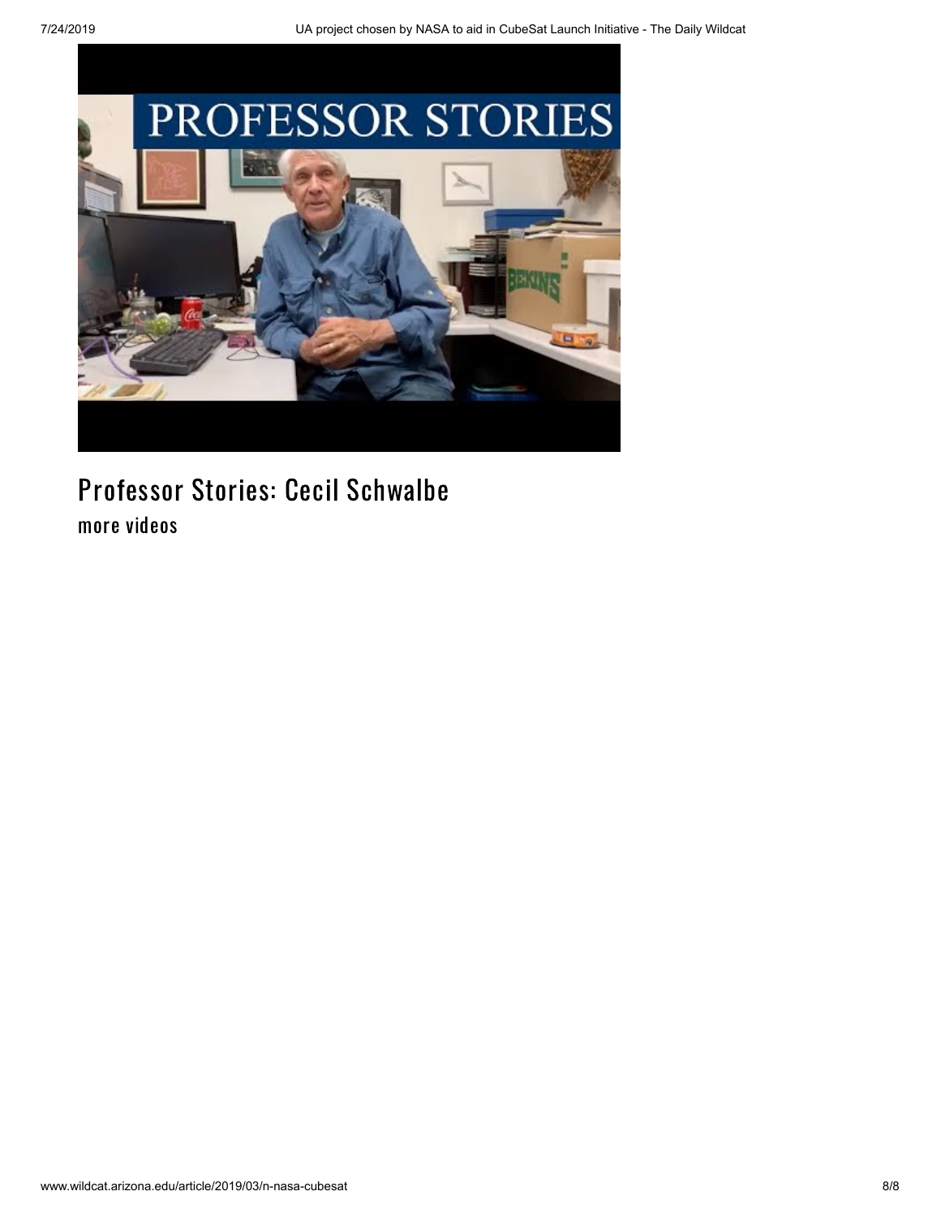Professor Stories: Cecil Schwalbe

more videos